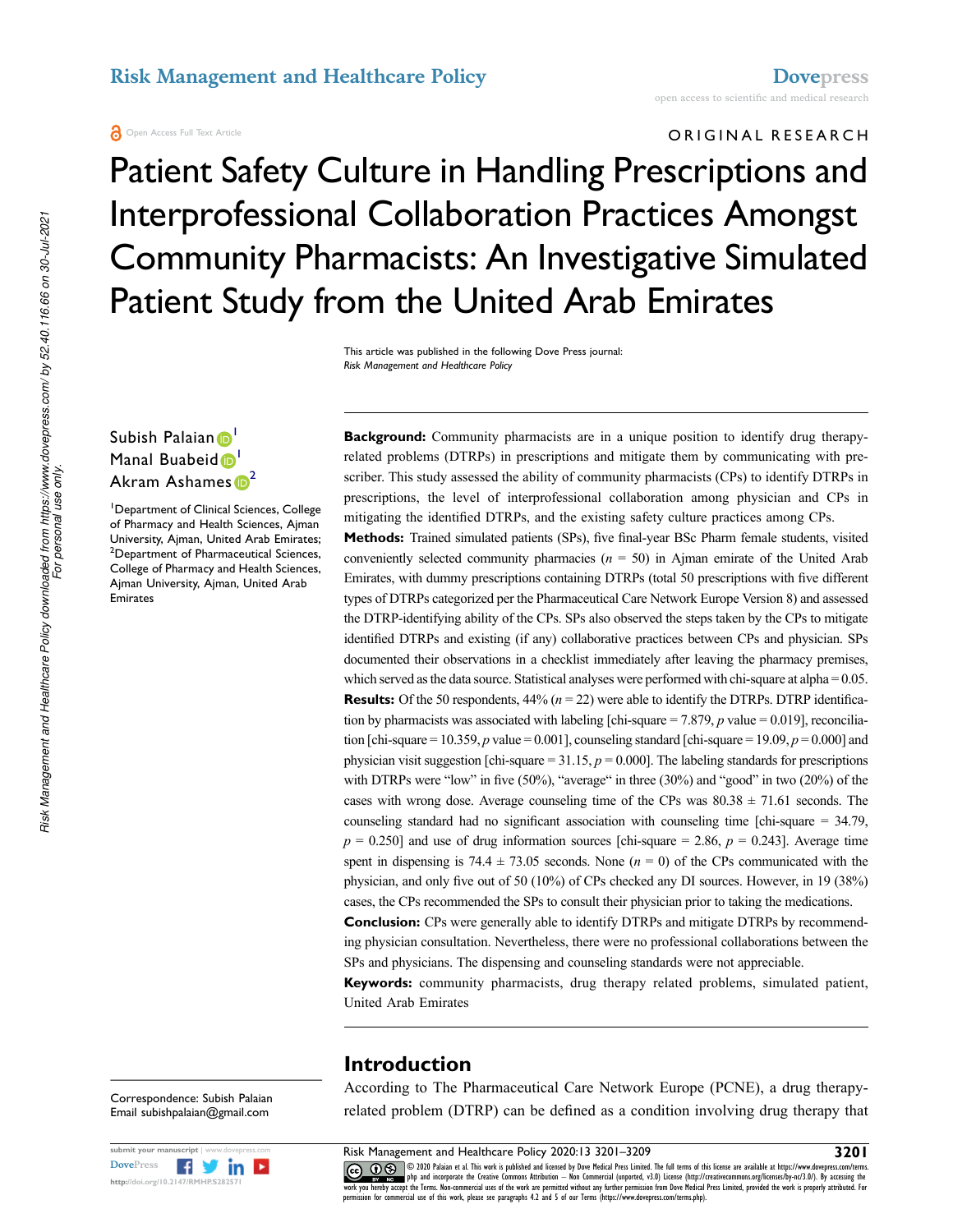ORIGINAL RESEARCH

# Patient Safety Culture in Handling Prescriptions and Interprofessional Collaboration Practices Amongst Community Pharmacists: An Investigative Simulated Patient Study from the United Arab Emirates

This article was published in the following Dove Press journal:
*Risk Management and Healthcare Policy*

Subish Palaian[1]
Manal Buabeid[1]
Akram Ashames[2]

[1]Department of Clinical Sciences, College of Pharmacy and Health Sciences, Ajman University, Ajman, United Arab Emirates; [2]Department of Pharmaceutical Sciences, College of Pharmacy and Health Sciences, Ajman University, Ajman, United Arab Emirates

Correspondence: Subish Palaian
Email subishpalaian@gmail.com

**Background:** Community pharmacists are in a unique position to identify drug therapy-related problems (DTRPs) in prescriptions and mitigate them by communicating with prescriber. This study assessed the ability of community pharmacists (CPs) to identify DTRPs in prescriptions, the level of interprofessional collaboration among physician and CPs in mitigating the identified DTRPs, and the existing safety culture practices among CPs.

**Methods:** Trained simulated patients (SPs), five final-year BSc Pharm female students, visited conveniently selected community pharmacies ($n = 50$) in Ajman emirate of the United Arab Emirates, with dummy prescriptions containing DTRPs (total 50 prescriptions with five different types of DTRPs categorized per the Pharmaceutical Care Network Europe Version 8) and assessed the DTRP-identifying ability of the CPs. SPs also observed the steps taken by the CPs to mitigate identified DTRPs and existing (if any) collaborative practices between CPs and physician. SPs documented their observations in a checklist immediately after leaving the pharmacy premises, which served as the data source. Statistical analyses were performed with chi-square at alpha = 0.05.

**Results:** Of the 50 respondents, 44% ($n = 22$) were able to identify the DTRPs. DTRP identification by pharmacists was associated with labeling [chi-square = 7.879, $p$ value = 0.019], reconciliation [chi-square = 10.359, $p$ value = 0.001], counseling standard [chi-square = 19.09, $p = 0.000$] and physician visit suggestion [chi-square = 31.15, $p = 0.000$]. The labeling standards for prescriptions with DTRPs were "low" in five (50%), "average" in three (30%) and "good" in two (20%) of the cases with wrong dose. Average counseling time of the CPs was 80.38 ± 71.61 seconds. The counseling standard had no significant association with counseling time [chi-square = 34.79, $p = 0.250$] and use of drug information sources [chi-square = 2.86, $p = 0.243$]. Average time spent in dispensing is 74.4 ± 73.05 seconds. None ($n = 0$) of the CPs communicated with the physician, and only five out of 50 (10%) of CPs checked any DI sources. However, in 19 (38%) cases, the CPs recommended the SPs to consult their physician prior to taking the medications.

**Conclusion:** CPs were generally able to identify DTRPs and mitigate DTRPs by recommending physician consultation. Nevertheless, there were no professional collaborations between the SPs and physicians. The dispensing and counseling standards were not appreciable.

**Keywords:** community pharmacists, drug therapy related problems, simulated patient, United Arab Emirates

## Introduction

According to The Pharmaceutical Care Network Europe (PCNE), a drug therapy-related problem (DTRP) can be defined as a condition involving drug therapy that

© 2020 Palaian et al. This work is published and licensed by Dove Medical Press Limited. The full terms of this license are available at https://www.dovepress.com/terms.php and incorporate the Creative Commons Attribution – Non Commercial (unported, v3.0) License (http://creativecommons.org/licenses/by-nc/3.0/). By accessing the work you hereby accept the Terms. Non-commercial uses of the work are permitted without any further permission from Dove Medical Press Limited, provided the work is properly attributed. For permission for commercial use of this work, please see paragraphs 4.2 and 5 of our Terms (https://www.dovepress.com/terms.php).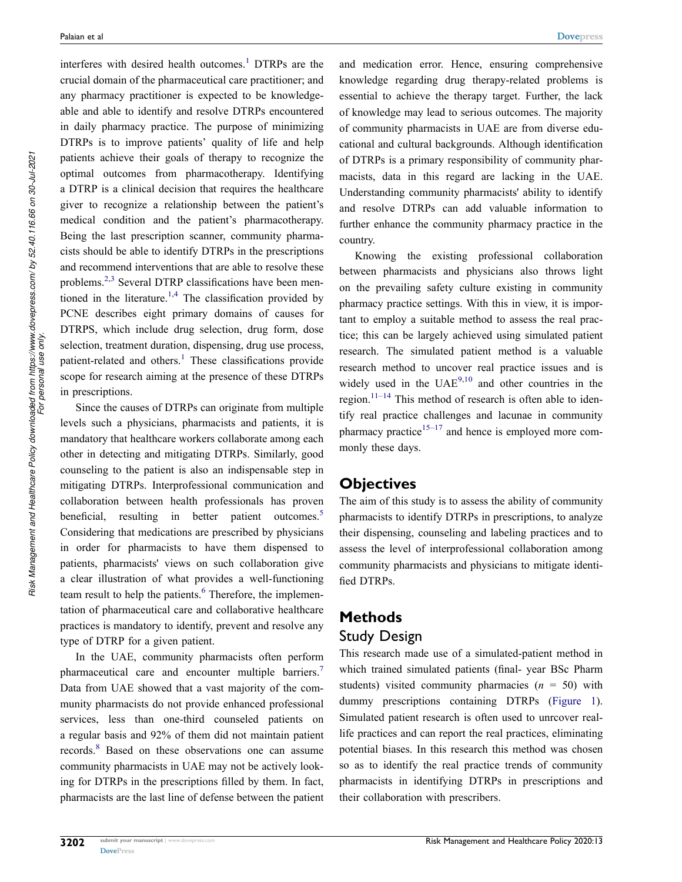interferes with desired health outcomes.[1] DTRPs are the crucial domain of the pharmaceutical care practitioner; and any pharmacy practitioner is expected to be knowledgeable and able to identify and resolve DTRPs encountered in daily pharmacy practice. The purpose of minimizing DTRPs is to improve patients' quality of life and help patients achieve their goals of therapy to recognize the optimal outcomes from pharmacotherapy. Identifying a DTRP is a clinical decision that requires the healthcare giver to recognize a relationship between the patient's medical condition and the patient's pharmacotherapy. Being the last prescription scanner, community pharmacists should be able to identify DTRPs in the prescriptions and recommend interventions that are able to resolve these problems.[2,3] Several DTRP classifications have been mentioned in the literature.[1,4] The classification provided by PCNE describes eight primary domains of causes for DTRPS, which include drug selection, drug form, dose selection, treatment duration, dispensing, drug use process, patient-related and others.[1] These classifications provide scope for research aiming at the presence of these DTRPs in prescriptions.

Since the causes of DTRPs can originate from multiple levels such a physicians, pharmacists and patients, it is mandatory that healthcare workers collaborate among each other in detecting and mitigating DTRPs. Similarly, good counseling to the patient is also an indispensable step in mitigating DTRPs. Interprofessional communication and collaboration between health professionals has proven beneficial, resulting in better patient outcomes.[5] Considering that medications are prescribed by physicians in order for pharmacists to have them dispensed to patients, pharmacists' views on such collaboration give a clear illustration of what provides a well-functioning team result to help the patients.[6] Therefore, the implementation of pharmaceutical care and collaborative healthcare practices is mandatory to identify, prevent and resolve any type of DTRP for a given patient.

In the UAE, community pharmacists often perform pharmaceutical care and encounter multiple barriers.[7] Data from UAE showed that a vast majority of the community pharmacists do not provide enhanced professional services, less than one-third counseled patients on a regular basis and 92% of them did not maintain patient records.[8] Based on these observations one can assume community pharmacists in UAE may not be actively looking for DTRPs in the prescriptions filled by them. In fact, pharmacists are the last line of defense between the patient and medication error. Hence, ensuring comprehensive knowledge regarding drug therapy-related problems is essential to achieve the therapy target. Further, the lack of knowledge may lead to serious outcomes. The majority of community pharmacists in UAE are from diverse educational and cultural backgrounds. Although identification of DTRPs is a primary responsibility of community pharmacists, data in this regard are lacking in the UAE. Understanding community pharmacists' ability to identify and resolve DTRPs can add valuable information to further enhance the community pharmacy practice in the country.

Knowing the existing professional collaboration between pharmacists and physicians also throws light on the prevailing safety culture existing in community pharmacy practice settings. With this in view, it is important to employ a suitable method to assess the real practice; this can be largely achieved using simulated patient research. The simulated patient method is a valuable research method to uncover real practice issues and is widely used in the UAE[9,10] and other countries in the region.[11–14] This method of research is often able to identify real practice challenges and lacunae in community pharmacy practice[15–17] and hence is employed more commonly these days.

## Objectives

The aim of this study is to assess the ability of community pharmacists to identify DTRPs in prescriptions, to analyze their dispensing, counseling and labeling practices and to assess the level of interprofessional collaboration among community pharmacists and physicians to mitigate identified DTRPs.

## Methods

### Study Design

This research made use of a simulated-patient method in which trained simulated patients (final- year BSc Pharm students) visited community pharmacies (*n* = 50) with dummy prescriptions containing DTRPs (Figure 1). Simulated patient research is often used to unrcover real-life practices and can report the real practices, eliminating potential biases. In this research this method was chosen so as to identify the real practice trends of community pharmacists in identifying DTRPs in prescriptions and their collaboration with prescribers.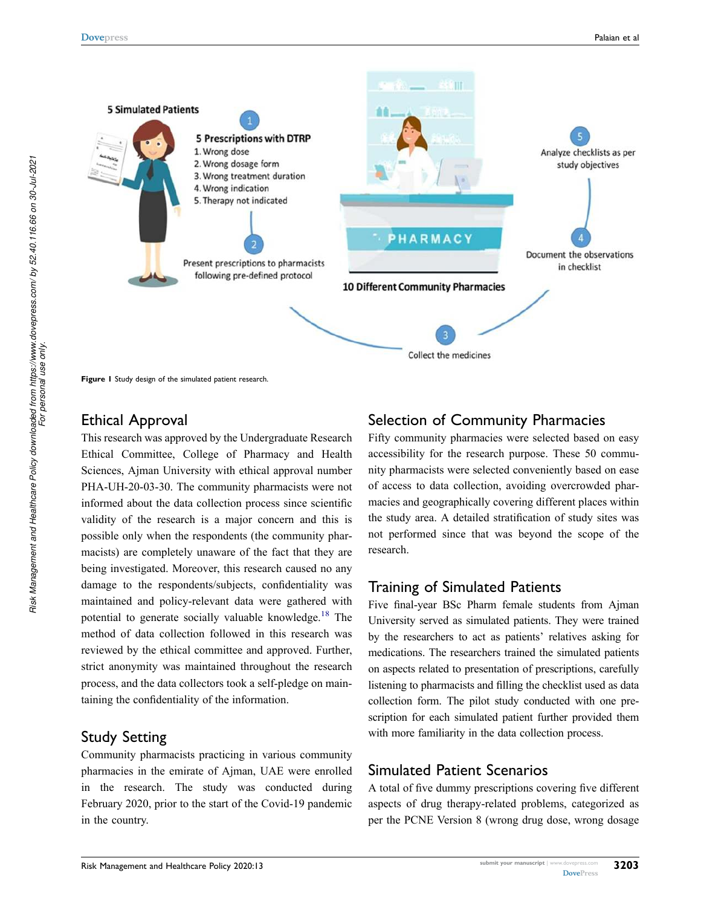5 Simulated Patients

5 Prescriptions with DTRP
1. Wrong dose
2. Wrong dosage form
3. Wrong treatment duration
4. Wrong indication
5. Therapy not indicated

Present prescriptions to pharmacists following pre-defined protocol

10 Different Community Pharmacies

Collect the medicines

Document the observations in checklist

Analyze checklists as per study objectives

**Figure 1** Study design of the simulated patient research.

## Ethical Approval

This research was approved by the Undergraduate Research Ethical Committee, College of Pharmacy and Health Sciences, Ajman University with ethical approval number PHA-UH-20-03-30. The community pharmacists were not informed about the data collection process since scientific validity of the research is a major concern and this is possible only when the respondents (the community pharmacists) are completely unaware of the fact that they are being investigated. Moreover, this research caused no any damage to the respondents/subjects, confidentiality was maintained and policy-relevant data were gathered with potential to generate socially valuable knowledge.[18] The method of data collection followed in this research was reviewed by the ethical committee and approved. Further, strict anonymity was maintained throughout the research process, and the data collectors took a self-pledge on maintaining the confidentiality of the information.

## Study Setting

Community pharmacists practicing in various community pharmacies in the emirate of Ajman, UAE were enrolled in the research. The study was conducted during February 2020, prior to the start of the Covid-19 pandemic in the country.

## Selection of Community Pharmacies

Fifty community pharmacies were selected based on easy accessibility for the research purpose. These 50 community pharmacists were selected conveniently based on ease of access to data collection, avoiding overcrowded pharmacies and geographically covering different places within the study area. A detailed stratification of study sites was not performed since that was beyond the scope of the research.

## Training of Simulated Patients

Five final-year BSc Pharm female students from Ajman University served as simulated patients. They were trained by the researchers to act as patients' relatives asking for medications. The researchers trained the simulated patients on aspects related to presentation of prescriptions, carefully listening to pharmacists and filling the checklist used as data collection form. The pilot study conducted with one prescription for each simulated patient further provided them with more familiarity in the data collection process.

## Simulated Patient Scenarios

A total of five dummy prescriptions covering five different aspects of drug therapy-related problems, categorized as per the PCNE Version 8 (wrong drug dose, wrong dosage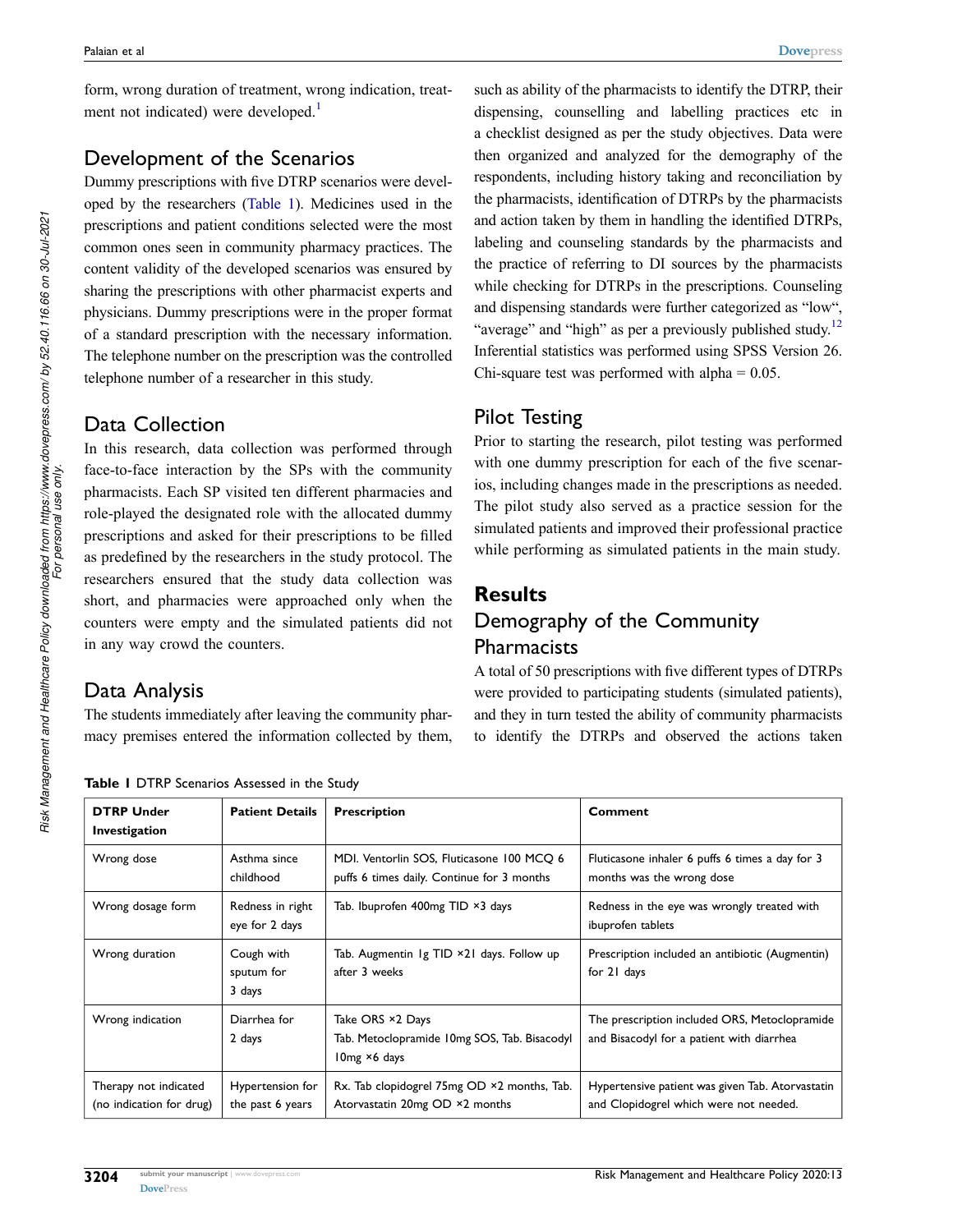form, wrong duration of treatment, wrong indication, treatment not indicated) were developed.[1]

## Development of the Scenarios

Dummy prescriptions with five DTRP scenarios were developed by the researchers (Table 1). Medicines used in the prescriptions and patient conditions selected were the most common ones seen in community pharmacy practices. The content validity of the developed scenarios was ensured by sharing the prescriptions with other pharmacist experts and physicians. Dummy prescriptions were in the proper format of a standard prescription with the necessary information. The telephone number on the prescription was the controlled telephone number of a researcher in this study.

## Data Collection

In this research, data collection was performed through face-to-face interaction by the SPs with the community pharmacists. Each SP visited ten different pharmacies and role-played the designated role with the allocated dummy prescriptions and asked for their prescriptions to be filled as predefined by the researchers in the study protocol. The researchers ensured that the study data collection was short, and pharmacies were approached only when the counters were empty and the simulated patients did not in any way crowd the counters.

## Data Analysis

The students immediately after leaving the community pharmacy premises entered the information collected by them, such as ability of the pharmacists to identify the DTRP, their dispensing, counselling and labelling practices etc in a checklist designed as per the study objectives. Data were then organized and analyzed for the demography of the respondents, including history taking and reconciliation by the pharmacists, identification of DTRPs by the pharmacists and action taken by them in handling the identified DTRPs, labeling and counseling standards by the pharmacists and the practice of referring to DI sources by the pharmacists while checking for DTRPs in the prescriptions. Counseling and dispensing standards were further categorized as "low", "average" and "high" as per a previously published study.[12] Inferential statistics was performed using SPSS Version 26. Chi-square test was performed with alpha = 0.05.

## Pilot Testing

Prior to starting the research, pilot testing was performed with one dummy prescription for each of the five scenarios, including changes made in the prescriptions as needed. The pilot study also served as a practice session for the simulated patients and improved their professional practice while performing as simulated patients in the main study.

# Results

## Demography of the Community Pharmacists

A total of 50 prescriptions with five different types of DTRPs were provided to participating students (simulated patients), and they in turn tested the ability of community pharmacists to identify the DTRPs and observed the actions taken

**Table 1** DTRP Scenarios Assessed in the Study

| DTRP Under Investigation | Patient Details | Prescription | Comment |
|---|---|---|---|
| Wrong dose | Asthma since childhood | MDI. Ventorlin SOS, Fluticasone 100 MCQ 6 puffs 6 times daily. Continue for 3 months | Fluticasone inhaler 6 puffs 6 times a day for 3 months was the wrong dose |
| Wrong dosage form | Redness in right eye for 2 days | Tab. Ibuprofen 400mg TID ×3 days | Redness in the eye was wrongly treated with ibuprofen tablets |
| Wrong duration | Cough with sputum for 3 days | Tab. Augmentin 1g TID ×21 days. Follow up after 3 weeks | Prescription included an antibiotic (Augmentin) for 21 days |
| Wrong indication | Diarrhea for 2 days | Take ORS ×2 Days<br>Tab. Metoclopramide 10mg SOS, Tab. Bisacodyl 10mg ×6 days | The prescription included ORS, Metoclopramide and Bisacodyl for a patient with diarrhea |
| Therapy not indicated (no indication for drug) | Hypertension for the past 6 years | Rx. Tab clopidogrel 75mg OD ×2 months, Tab. Atorvastatin 20mg OD ×2 months | Hypertensive patient was given Tab. Atorvastatin and Clopidogrel which were not needed. |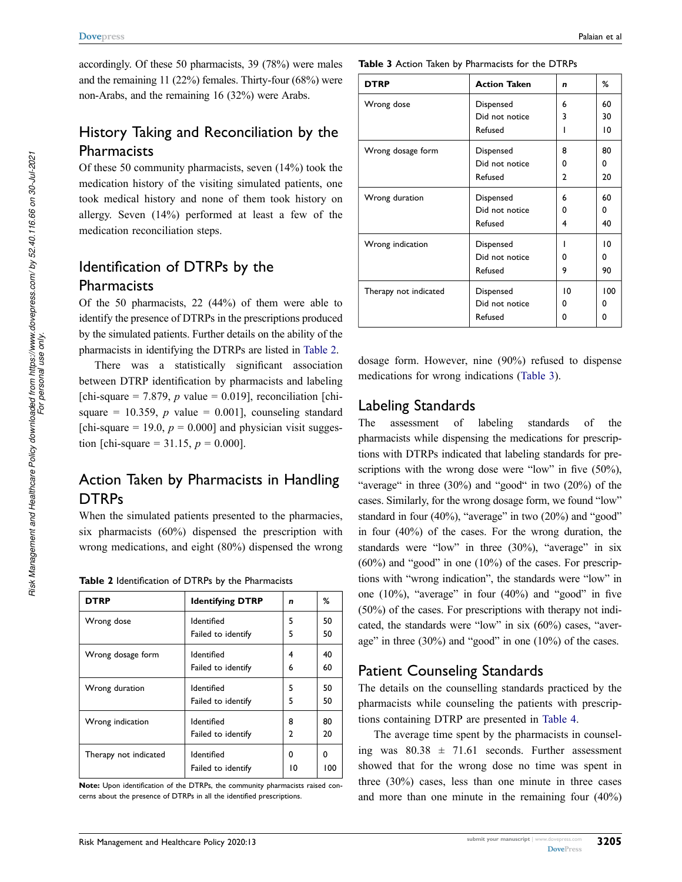accordingly. Of these 50 pharmacists, 39 (78%) were males and the remaining 11 (22%) females. Thirty-four (68%) were non-Arabs, and the remaining 16 (32%) were Arabs.

## History Taking and Reconciliation by the Pharmacists

Of these 50 community pharmacists, seven (14%) took the medication history of the visiting simulated patients, one took medical history and none of them took history on allergy. Seven (14%) performed at least a few of the medication reconciliation steps.

## Identification of DTRPs by the Pharmacists

Of the 50 pharmacists, 22 (44%) of them were able to identify the presence of DTRPs in the prescriptions produced by the simulated patients. Further details on the ability of the pharmacists in identifying the DTRPs are listed in Table 2.

There was a statistically significant association between DTRP identification by pharmacists and labeling [chi-square = 7.879, $p$ value = 0.019], reconciliation [chi-square = 10.359, $p$ value = 0.001], counseling standard [chi-square = 19.0, $p$ = 0.000] and physician visit suggestion [chi-square = 31.15, $p$ = 0.000].

## Action Taken by Pharmacists in Handling DTRPs

When the simulated patients presented to the pharmacies, six pharmacists (60%) dispensed the prescription with wrong medications, and eight (80%) dispensed the wrong dosage form. However, nine (90%) refused to dispense medications for wrong indications (Table 3).

**Table 2** Identification of DTRPs by the Pharmacists

| DTRP | Identifying DTRP | *n* | % |
|---|---|---|---|
| Wrong dose | Identified | 5 | 50 |
| | Failed to identify | 5 | 50 |
| Wrong dosage form | Identified | 4 | 40 |
| | Failed to identify | 6 | 60 |
| Wrong duration | Identified | 5 | 50 |
| | Failed to identify | 5 | 50 |
| Wrong indication | Identified | 8 | 80 |
| | Failed to identify | 2 | 20 |
| Therapy not indicated | Identified | 0 | 0 |
| | Failed to identify | 10 | 100 |

**Note:** Upon identification of the DTRPs, the community pharmacists raised concerns about the presence of DTRPs in all the identified prescriptions.

**Table 3** Action Taken by Pharmacists for the DTRPs

| DTRP | Action Taken | *n* | % |
|---|---|---|---|
| Wrong dose | Dispensed | 6 | 60 |
| | Did not notice | 3 | 30 |
| | Refused | 1 | 10 |
| Wrong dosage form | Dispensed | 8 | 80 |
| | Did not notice | 0 | 0 |
| | Refused | 2 | 20 |
| Wrong duration | Dispensed | 6 | 60 |
| | Did not notice | 0 | 0 |
| | Refused | 4 | 40 |
| Wrong indication | Dispensed | 1 | 10 |
| | Did not notice | 0 | 0 |
| | Refused | 9 | 90 |
| Therapy not indicated | Dispensed | 10 | 100 |
| | Did not notice | 0 | 0 |
| | Refused | 0 | 0 |

## Labeling Standards

The assessment of labeling standards of the pharmacists while dispensing the medications for prescriptions with DTRPs indicated that labeling standards for prescriptions with the wrong dose were "low" in five (50%), "average" in three (30%) and "good" in two (20%) of the cases. Similarly, for the wrong dosage form, we found "low" standard in four (40%), "average" in two (20%) and "good" in four (40%) of the cases. For the wrong duration, the standards were "low" in three (30%), "average" in six (60%) and "good" in one (10%) of the cases. For prescriptions with "wrong indication", the standards were "low" in one (10%), "average" in four (40%) and "good" in five (50%) of the cases. For prescriptions with therapy not indicated, the standards were "low" in six (60%) cases, "average" in three (30%) and "good" in one (10%) of the cases.

## Patient Counseling Standards

The details on the counselling standards practiced by the pharmacists while counseling the patients with prescriptions containing DTRP are presented in Table 4.

The average time spent by the pharmacists in counseling was 80.38 ± 71.61 seconds. Further assessment showed that for the wrong dose no time was spent in three (30%) cases, less than one minute in three cases and more than one minute in the remaining four (40%)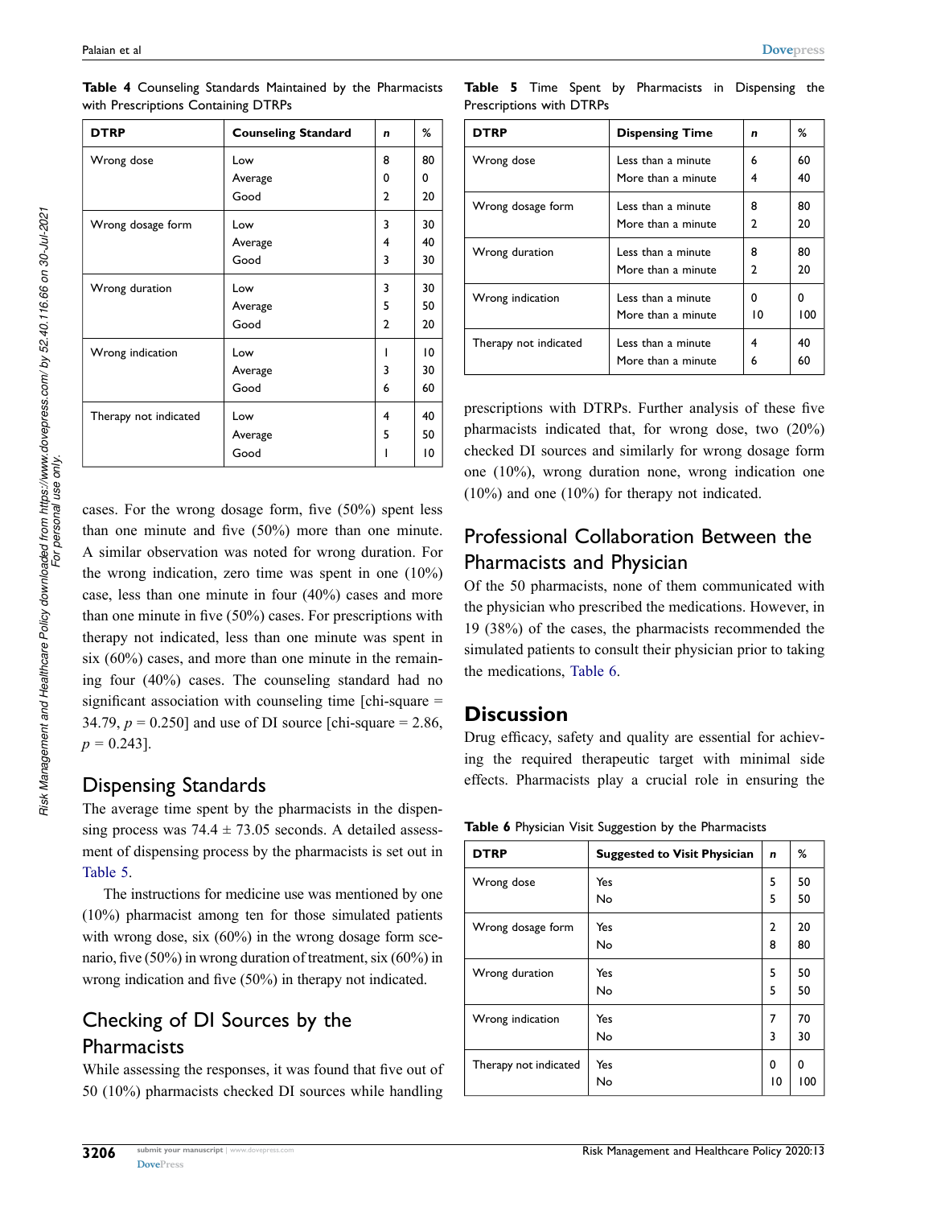**Table 4** Counseling Standards Maintained by the Pharmacists with Prescriptions Containing DTRPs

| DTRP | Counseling Standard | n | % |
|---|---|---|---|
| Wrong dose | Low<br>Average<br>Good | 8<br>0<br>2 | 80<br>0<br>20 |
| Wrong dosage form | Low<br>Average<br>Good | 3<br>4<br>3 | 30<br>40<br>30 |
| Wrong duration | Low<br>Average<br>Good | 3<br>5<br>2 | 30<br>50<br>20 |
| Wrong indication | Low<br>Average<br>Good | 1<br>3<br>6 | 10<br>30<br>60 |
| Therapy not indicated | Low<br>Average<br>Good | 4<br>5<br>1 | 40<br>50<br>10 |

cases. For the wrong dosage form, five (50%) spent less than one minute and five (50%) more than one minute. A similar observation was noted for wrong duration. For the wrong indication, zero time was spent in one (10%) case, less than one minute in four (40%) cases and more than one minute in five (50%) cases. For prescriptions with therapy not indicated, less than one minute was spent in six (60%) cases, and more than one minute in the remaining four (40%) cases. The counseling standard had no significant association with counseling time [chi-square = 34.79, $p = 0.250$] and use of DI source [chi-square = 2.86, $p = 0.243$].

## Dispensing Standards

The average time spent by the pharmacists in the dispensing process was 74.4 ± 73.05 seconds. A detailed assessment of dispensing process by the pharmacists is set out in Table 5.

The instructions for medicine use was mentioned by one (10%) pharmacist among ten for those simulated patients with wrong dose, six (60%) in the wrong dosage form scenario, five (50%) in wrong duration of treatment, six (60%) in wrong indication and five (50%) in therapy not indicated.

## Checking of DI Sources by the Pharmacists

While assessing the responses, it was found that five out of 50 (10%) pharmacists checked DI sources while handling

**Table 5** Time Spent by Pharmacists in Dispensing the Prescriptions with DTRPs

| DTRP | Dispensing Time | n | % |
|---|---|---|---|
| Wrong dose | Less than a minute<br>More than a minute | 6<br>4 | 60<br>40 |
| Wrong dosage form | Less than a minute<br>More than a minute | 8<br>2 | 80<br>20 |
| Wrong duration | Less than a minute<br>More than a minute | 8<br>2 | 80<br>20 |
| Wrong indication | Less than a minute<br>More than a minute | 0<br>10 | 0<br>100 |
| Therapy not indicated | Less than a minute<br>More than a minute | 4<br>6 | 40<br>60 |

prescriptions with DTRPs. Further analysis of these five pharmacists indicated that, for wrong dose, two (20%) checked DI sources and similarly for wrong dosage form one (10%), wrong duration none, wrong indication one (10%) and one (10%) for therapy not indicated.

## Professional Collaboration Between the Pharmacists and Physician

Of the 50 pharmacists, none of them communicated with the physician who prescribed the medications. However, in 19 (38%) of the cases, the pharmacists recommended the simulated patients to consult their physician prior to taking the medications, Table 6.

# Discussion

Drug efficacy, safety and quality are essential for achieving the required therapeutic target with minimal side effects. Pharmacists play a crucial role in ensuring the

**Table 6** Physician Visit Suggestion by the Pharmacists

| DTRP | Suggested to Visit Physician | n | % |
|---|---|---|---|
| Wrong dose | Yes<br>No | 5<br>5 | 50<br>50 |
| Wrong dosage form | Yes<br>No | 2<br>8 | 20<br>80 |
| Wrong duration | Yes<br>No | 5<br>5 | 50<br>50 |
| Wrong indication | Yes<br>No | 7<br>3 | 70<br>30 |
| Therapy not indicated | Yes<br>No | 0<br>10 | 0<br>100 |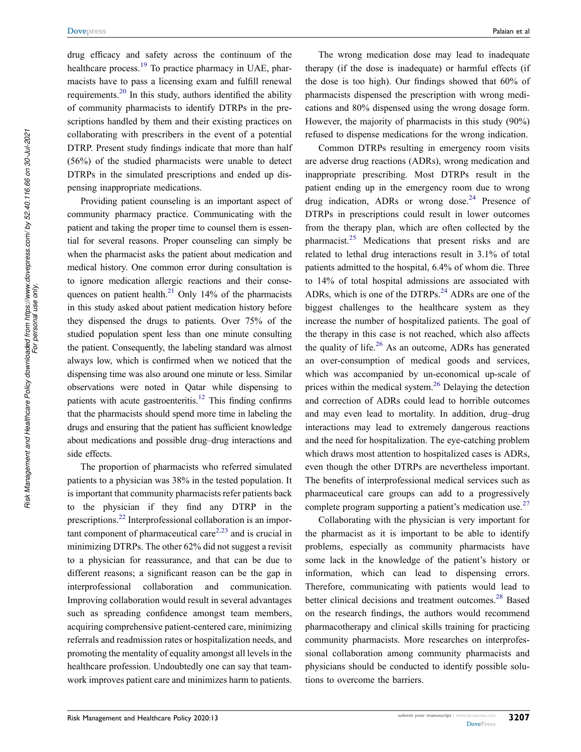drug efficacy and safety across the continuum of the healthcare process.[19] To practice pharmacy in UAE, pharmacists have to pass a licensing exam and fulfill renewal requirements.[20] In this study, authors identified the ability of community pharmacists to identify DTRPs in the prescriptions handled by them and their existing practices on collaborating with prescribers in the event of a potential DTRP. Present study findings indicate that more than half (56%) of the studied pharmacists were unable to detect DTRPs in the simulated prescriptions and ended up dispensing inappropriate medications.

Providing patient counseling is an important aspect of community pharmacy practice. Communicating with the patient and taking the proper time to counsel them is essential for several reasons. Proper counseling can simply be when the pharmacist asks the patient about medication and medical history. One common error during consultation is to ignore medication allergic reactions and their consequences on patient health.[21] Only 14% of the pharmacists in this study asked about patient medication history before they dispensed the drugs to patients. Over 75% of the studied population spent less than one minute consulting the patient. Consequently, the labeling standard was almost always low, which is confirmed when we noticed that the dispensing time was also around one minute or less. Similar observations were noted in Qatar while dispensing to patients with acute gastroenteritis.[12] This finding confirms that the pharmacists should spend more time in labeling the drugs and ensuring that the patient has sufficient knowledge about medications and possible drug–drug interactions and side effects.

The proportion of pharmacists who referred simulated patients to a physician was 38% in the tested population. It is important that community pharmacists refer patients back to the physician if they find any DTRP in the prescriptions.[22] Interprofessional collaboration is an important component of pharmaceutical care[2,23] and is crucial in minimizing DTRPs. The other 62% did not suggest a revisit to a physician for reassurance, and that can be due to different reasons; a significant reason can be the gap in interprofessional collaboration and communication. Improving collaboration would result in several advantages such as spreading confidence amongst team members, acquiring comprehensive patient-centered care, minimizing referrals and readmission rates or hospitalization needs, and promoting the mentality of equality amongst all levels in the healthcare profession. Undoubtedly one can say that teamwork improves patient care and minimizes harm to patients.

The wrong medication dose may lead to inadequate therapy (if the dose is inadequate) or harmful effects (if the dose is too high). Our findings showed that 60% of pharmacists dispensed the prescription with wrong medications and 80% dispensed using the wrong dosage form. However, the majority of pharmacists in this study (90%) refused to dispense medications for the wrong indication.

Common DTRPs resulting in emergency room visits are adverse drug reactions (ADRs), wrong medication and inappropriate prescribing. Most DTRPs result in the patient ending up in the emergency room due to wrong drug indication, ADRs or wrong dose.[24] Presence of DTRPs in prescriptions could result in lower outcomes from the therapy plan, which are often collected by the pharmacist.[25] Medications that present risks and are related to lethal drug interactions result in 3.1% of total patients admitted to the hospital, 6.4% of whom die. Three to 14% of total hospital admissions are associated with ADRs, which is one of the DTRPs.[24] ADRs are one of the biggest challenges to the healthcare system as they increase the number of hospitalized patients. The goal of the therapy in this case is not reached, which also affects the quality of life.[26] As an outcome, ADRs has generated an over-consumption of medical goods and services, which was accompanied by un-economical up-scale of prices within the medical system.[26] Delaying the detection and correction of ADRs could lead to horrible outcomes and may even lead to mortality. In addition, drug–drug interactions may lead to extremely dangerous reactions and the need for hospitalization. The eye-catching problem which draws most attention to hospitalized cases is ADRs, even though the other DTRPs are nevertheless important. The benefits of interprofessional medical services such as pharmaceutical care groups can add to a progressively complete program supporting a patient's medication use.[27]

Collaborating with the physician is very important for the pharmacist as it is important to be able to identify problems, especially as community pharmacists have some lack in the knowledge of the patient's history or information, which can lead to dispensing errors. Therefore, communicating with patients would lead to better clinical decisions and treatment outcomes.[28] Based on the research findings, the authors would recommend pharmacotherapy and clinical skills training for practicing community pharmacists. More researches on interprofessional collaboration among community pharmacists and physicians should be conducted to identify possible solutions to overcome the barriers.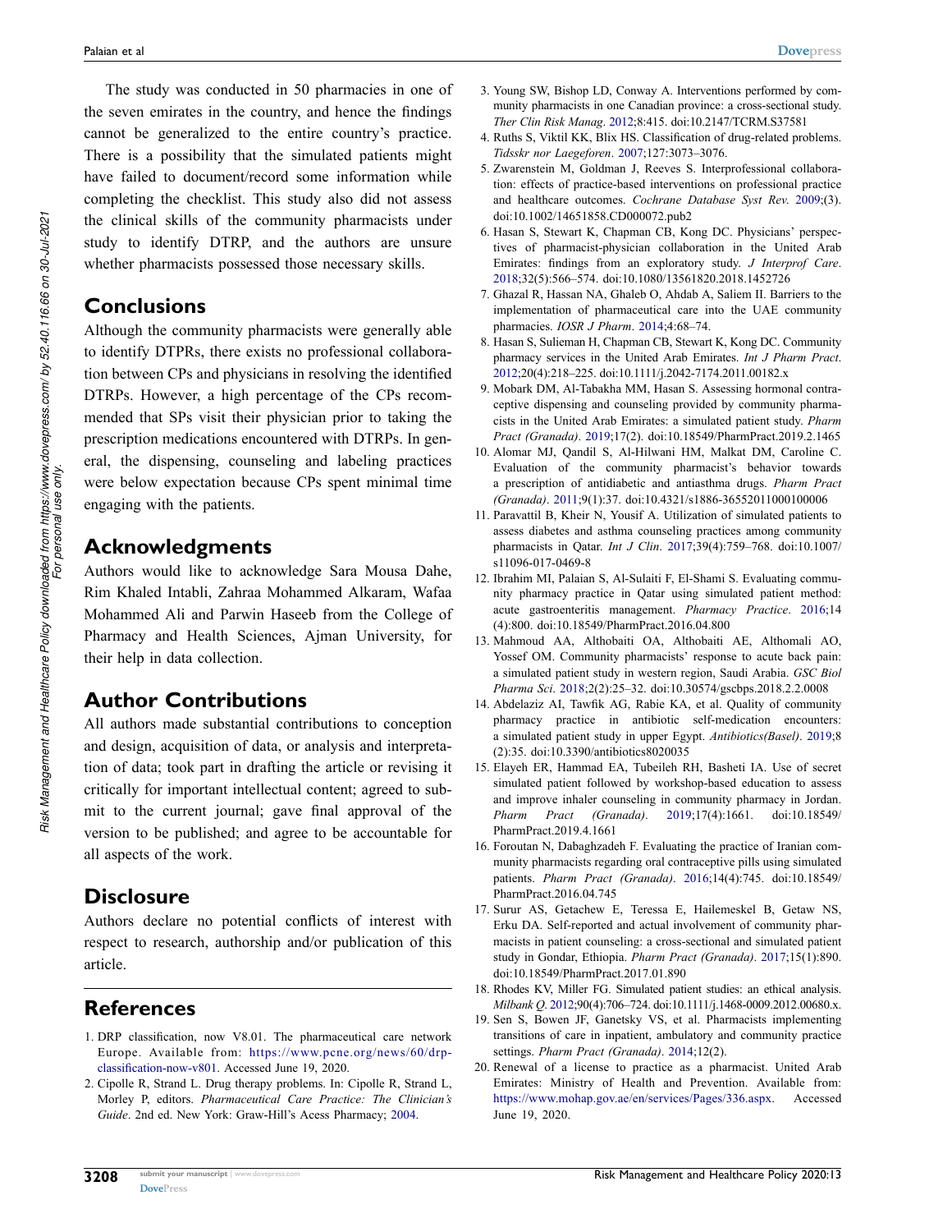The study was conducted in 50 pharmacies in one of the seven emirates in the country, and hence the findings cannot be generalized to the entire country's practice. There is a possibility that the simulated patients might have failed to document/record some information while completing the checklist. This study also did not assess the clinical skills of the community pharmacists under study to identify DTRP, and the authors are unsure whether pharmacists possessed those necessary skills.

## Conclusions

Although the community pharmacists were generally able to identify DTPRs, there exists no professional collaboration between CPs and physicians in resolving the identified DTRPs. However, a high percentage of the CPs recommended that SPs visit their physician prior to taking the prescription medications encountered with DTRPs. In general, the dispensing, counseling and labeling practices were below expectation because CPs spent minimal time engaging with the patients.

## Acknowledgments

Authors would like to acknowledge Sara Mousa Dahe, Rim Khaled Intabli, Zahraa Mohammed Alkaram, Wafaa Mohammed Ali and Parwin Haseeb from the College of Pharmacy and Health Sciences, Ajman University, for their help in data collection.

## Author Contributions

All authors made substantial contributions to conception and design, acquisition of data, or analysis and interpretation of data; took part in drafting the article or revising it critically for important intellectual content; agreed to submit to the current journal; gave final approval of the version to be published; and agree to be accountable for all aspects of the work.

## Disclosure

Authors declare no potential conflicts of interest with respect to research, authorship and/or publication of this article.

## References

1. DRP classification, now V8.01. The pharmaceutical care network Europe. Available from: https://www.pcne.org/news/60/drp-classification-now-v801. Accessed June 19, 2020.
2. Cipolle R, Strand L. Drug therapy problems. In: Cipolle R, Strand L, Morley P, editors. *Pharmaceutical Care Practice: The Clinician's Guide*. 2nd ed. New York: Graw-Hill's Acess Pharmacy; 2004.
3. Young SW, Bishop LD, Conway A. Interventions performed by community pharmacists in one Canadian province: a cross-sectional study. *Ther Clin Risk Manag*. 2012;8:415. doi:10.2147/TCRM.S37581
4. Ruths S, Viktil KK, Blix HS. Classification of drug-related problems. *Tidsskr nor Laegeforen*. 2007;127:3073–3076.
5. Zwarenstein M, Goldman J, Reeves S. Interprofessional collaboration: effects of practice-based interventions on professional practice and healthcare outcomes. *Cochrane Database Syst Rev*. 2009;(3). doi:10.1002/14651858.CD000072.pub2
6. Hasan S, Stewart K, Chapman CB, Kong DC. Physicians' perspectives of pharmacist-physician collaboration in the United Arab Emirates: findings from an exploratory study. *J Interprof Care*. 2018;32(5):566–574. doi:10.1080/13561820.2018.1452726
7. Ghazal R, Hassan NA, Ghaleb O, Ahdab A, Saliem II. Barriers to the implementation of pharmaceutical care into the UAE community pharmacies. *IOSR J Pharm*. 2014;4:68–74.
8. Hasan S, Sulieman H, Chapman CB, Stewart K, Kong DC. Community pharmacy services in the United Arab Emirates. *Int J Pharm Pract*. 2012;20(4):218–225. doi:10.1111/j.2042-7174.2011.00182.x
9. Mobark DM, Al-Tabakha MM, Hasan S. Assessing hormonal contraceptive dispensing and counseling provided by community pharmacists in the United Arab Emirates: a simulated patient study. *Pharm Pract (Granada)*. 2019;17(2). doi:10.18549/PharmPract.2019.2.1465
10. Alomar MJ, Qandil S, Al-Hilwani HM, Malkat DM, Caroline C. Evaluation of the community pharmacist's behavior towards a prescription of antidiabetic and antiasthma drugs. *Pharm Pract (Granada)*. 2011;9(1):37. doi:10.4321/s1886-36552011000100006
11. Paravattil B, Kheir N, Yousif A. Utilization of simulated patients to assess diabetes and asthma counseling practices among community pharmacists in Qatar. *Int J Clin*. 2017;39(4):759–768. doi:10.1007/s11096-017-0469-8
12. Ibrahim MI, Palaian S, Al-Sulaiti F, El-Shami S. Evaluating community pharmacy practice in Qatar using simulated patient method: acute gastroenteritis management. *Pharmacy Practice*. 2016;14(4):800. doi:10.18549/PharmPract.2016.04.800
13. Mahmoud AA, Althobaiti OA, Althobaiti AE, Althomali AO, Yossef OM. Community pharmacists' response to acute back pain: a simulated patient study in western region, Saudi Arabia. *GSC Biol Pharma Sci*. 2018;2(2):25–32. doi:10.30574/gscbps.2018.2.2.0008
14. Abdelaziz AI, Tawfik AG, Rabie KA, et al. Quality of community pharmacy practice in antibiotic self-medication encounters: a simulated patient study in upper Egypt. *Antibiotics(Basel)*. 2019;8(2):35. doi:10.3390/antibiotics8020035
15. Elayeh ER, Hammad EA, Tubeileh RH, Basheti IA. Use of secret simulated patient followed by workshop-based education to assess and improve inhaler counseling in community pharmacy in Jordan. *Pharm Pract (Granada)*. 2019;17(4):1661. doi:10.18549/PharmPract.2019.4.1661
16. Foroutan N, Dabaghzadeh F. Evaluating the practice of Iranian community pharmacists regarding oral contraceptive pills using simulated patients. *Pharm Pract (Granada)*. 2016;14(4):745. doi:10.18549/PharmPract.2016.04.745
17. Surur AS, Getachew E, Teressa E, Hailemeskel B, Getaw NS, Erku DA. Self-reported and actual involvement of community pharmacists in patient counseling: a cross-sectional and simulated patient study in Gondar, Ethiopia. *Pharm Pract (Granada)*. 2017;15(1):890. doi:10.18549/PharmPract.2017.01.890
18. Rhodes KV, Miller FG. Simulated patient studies: an ethical analysis. *Milbank Q*. 2012;90(4):706–724. doi:10.1111/j.1468-0009.2012.00680.x.
19. Sen S, Bowen JF, Ganetsky VS, et al. Pharmacists implementing transitions of care in inpatient, ambulatory and community practice settings. *Pharm Pract (Granada)*. 2014;12(2).
20. Renewal of a license to practice as a pharmacist. United Arab Emirates: Ministry of Health and Prevention. Available from: https://www.mohap.gov.ae/en/services/Pages/336.aspx. Accessed June 19, 2020.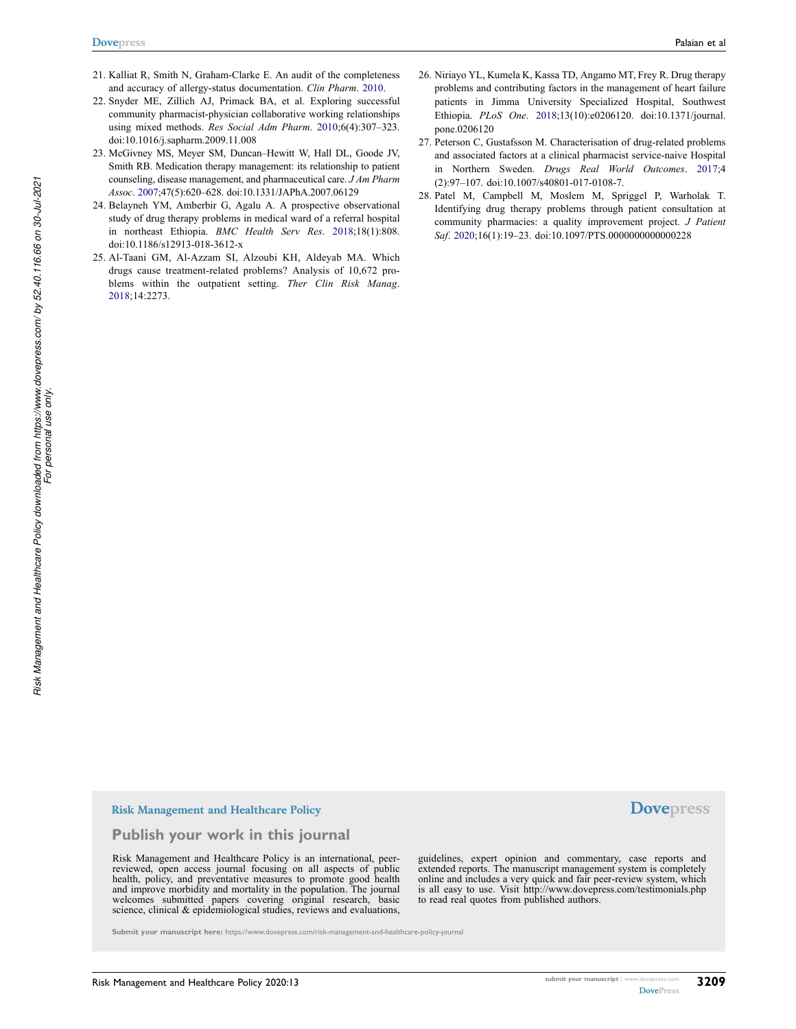21. Kalliat R, Smith N, Graham-Clarke E. An audit of the completeness and accuracy of allergy-status documentation. *Clin Pharm*. 2010.
22. Snyder ME, Zillich AJ, Primack BA, et al. Exploring successful community pharmacist-physician collaborative working relationships using mixed methods. *Res Social Adm Pharm*. 2010;6(4):307–323. doi:10.1016/j.sapharm.2009.11.008
23. McGivney MS, Meyer SM, Duncan–Hewitt W, Hall DL, Goode JV, Smith RB. Medication therapy management: its relationship to patient counseling, disease management, and pharmaceutical care. *J Am Pharm Assoc*. 2007;47(5):620–628. doi:10.1331/JAPhA.2007.06129
24. Belayneh YM, Amberbir G, Agalu A. A prospective observational study of drug therapy problems in medical ward of a referral hospital in northeast Ethiopia. *BMC Health Serv Res*. 2018;18(1):808. doi:10.1186/s12913-018-3612-x
25. Al-Taani GM, Al-Azzam SI, Alzoubi KH, Aldeyab MA. Which drugs cause treatment-related problems? Analysis of 10,672 problems within the outpatient setting. *Ther Clin Risk Manag*. 2018;14:2273.
26. Niriayo YL, Kumela K, Kassa TD, Angamo MT, Frey R. Drug therapy problems and contributing factors in the management of heart failure patients in Jimma University Specialized Hospital, Southwest Ethiopia. *PLoS One*. 2018;13(10):e0206120. doi:10.1371/journal.pone.0206120
27. Peterson C, Gustafsson M. Characterisation of drug-related problems and associated factors at a clinical pharmacist service-naive Hospital in Northern Sweden. *Drugs Real World Outcomes*. 2017;4(2):97–107. doi:10.1007/s40801-017-0108-7.
28. Patel M, Campbell M, Moslem M, Spriggel P, Warholak T. Identifying drug therapy problems through patient consultation at community pharmacies: a quality improvement project. *J Patient Saf*. 2020;16(1):19–23. doi:10.1097/PTS.0000000000000228

**Risk Management and Healthcare Policy**

**Dovepress**

## Publish your work in this journal

Risk Management and Healthcare Policy is an international, peer-reviewed, open access journal focusing on all aspects of public health, policy, and preventative measures to promote good health and improve morbidity and mortality in the population. The journal welcomes submitted papers covering original research, basic science, clinical & epidemiological studies, reviews and evaluations, guidelines, expert opinion and commentary, case reports and extended reports. The manuscript management system is completely online and includes a very quick and fair peer-review system, which is all easy to use. Visit http://www.dovepress.com/testimonials.php to read real quotes from published authors.

**Submit your manuscript here:** https://www.dovepress.com/risk-management-and-healthcare-policy-journal